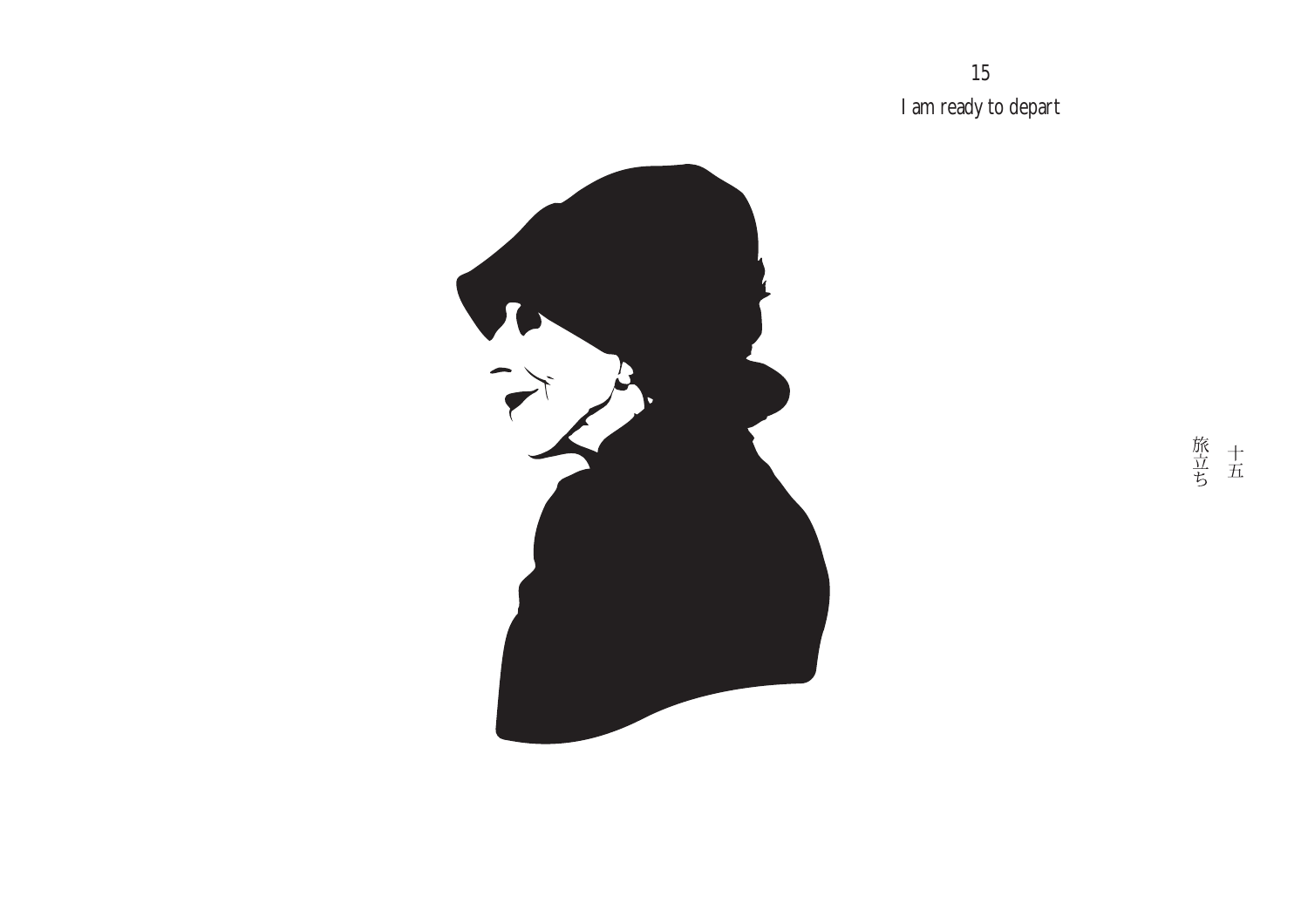15

I am ready to depart

十五

旅立ち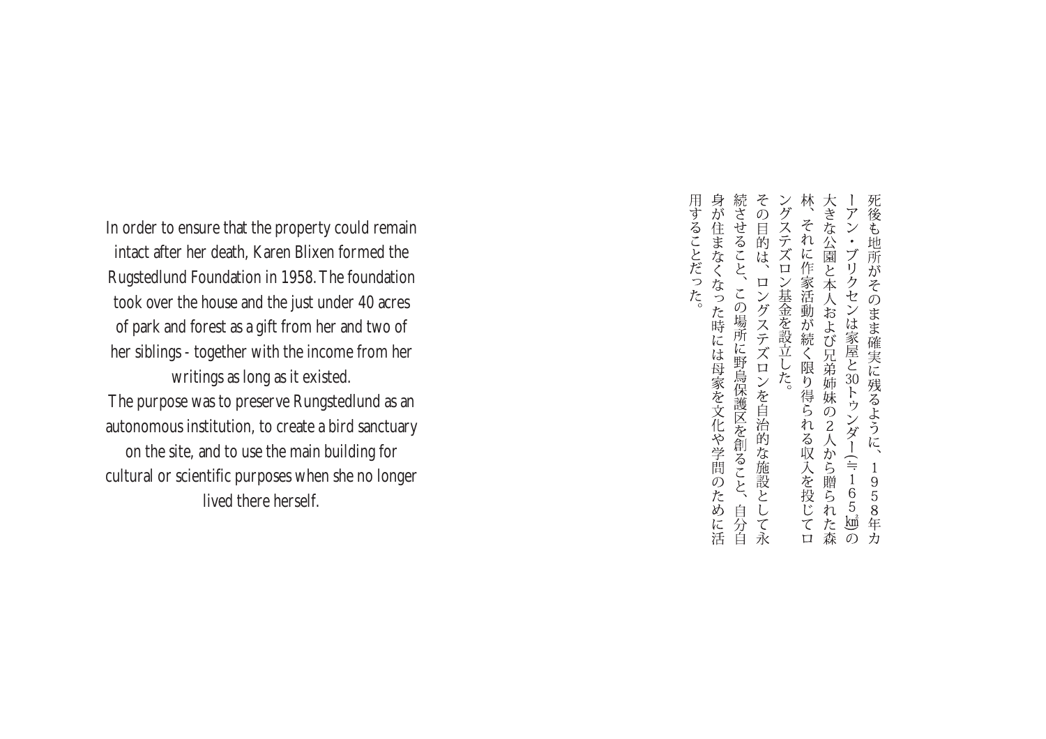In order to ensure that the property could remain intact after her death, Karen Blixen formed the Rugstedlund Foundation in 1958. The foundation took over the house and the just under 40 acres of park and forest as a gift from her and two of her siblings - together with the income from her writings as long as it existed.

The purpose was to preserve Rungstedlund as an autonomous institution, to create a bird sanctuary on the site, and to use the main building for cultural or scientific purposes when she no longer lived there herself.

死後も地所がそのまま確実に残るように、１９５８年カーアン・ブリクセンは家屋と30トゥンダー（≒１６５㎢）の大きな公園と本人および兄弟姉妹の２人から贈られた森林、それに作家活動が続く限り得られる収入を投じてロングステズロン基金を設立した。

その目的は、ロングステズロンを自治的な施設として永続させること、この場所に野鳥保護区を創ること、自分自身が住まなくなった時には母家を文化や学問のために活用することだった。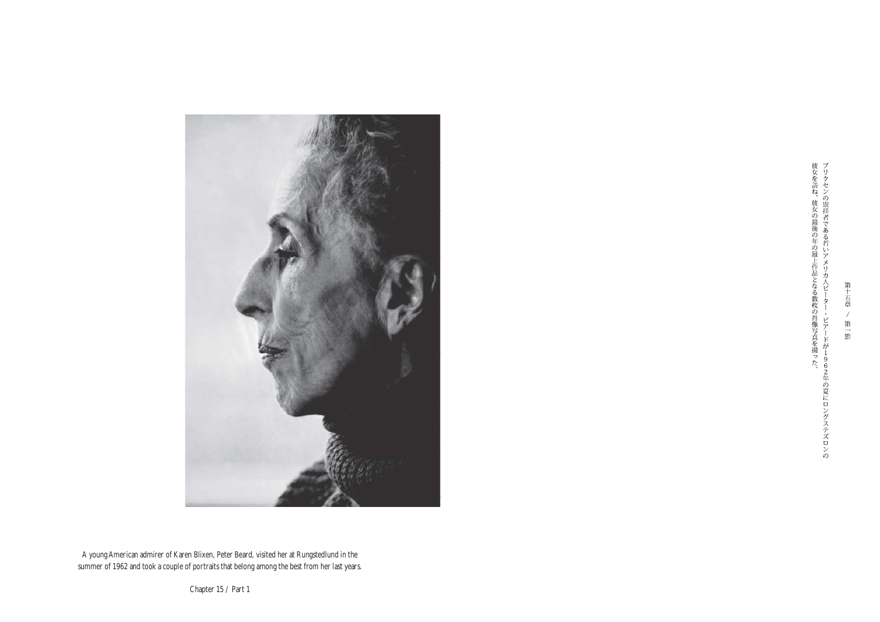A young American admirer of Karen Blixen, Peter Beard, visited her at Rungstedlund in the summer of 1962 and took a couple of portraits that belong among the best from her last years.

Chapter 15 / Part 1

第十五章 / 第一節

ブリクセンの崇拝者である若いアメリカ人ピーター・ビアードが１９６２年の夏にロングステズロンの彼女を訪ね、彼女の最後の年の最上作品となる数枚の肖像写真を撮った。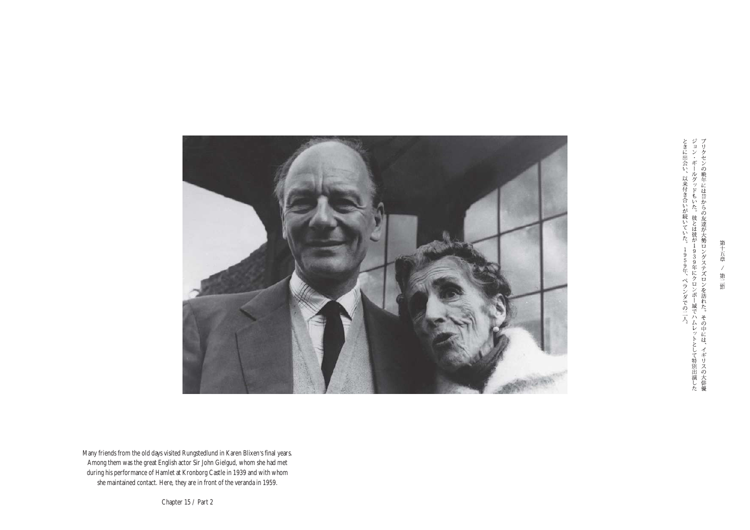第十五章 / 第二節

ブリクセンの晩年には昔からの友達が大勢ロングステズロンを訪れた。その中には、イギリスの大俳優ジョン・ギールグッドもいた。彼とは彼が１９３９年にクロンボー城でハムレットとして特別出演したときに出会い、以来付き合いが続いていた。１９５９年、ベランダでの二人。

Many friends from the old days visited Rungstedlund in Karen Blixen's final years. Among them was the great English actor Sir John Gielgud, whom she had met during his performance of Hamlet at Kronborg Castle in 1939 and with whom she maintained contact. Here, they are in front of the veranda in 1959.

Chapter 15 / Part 2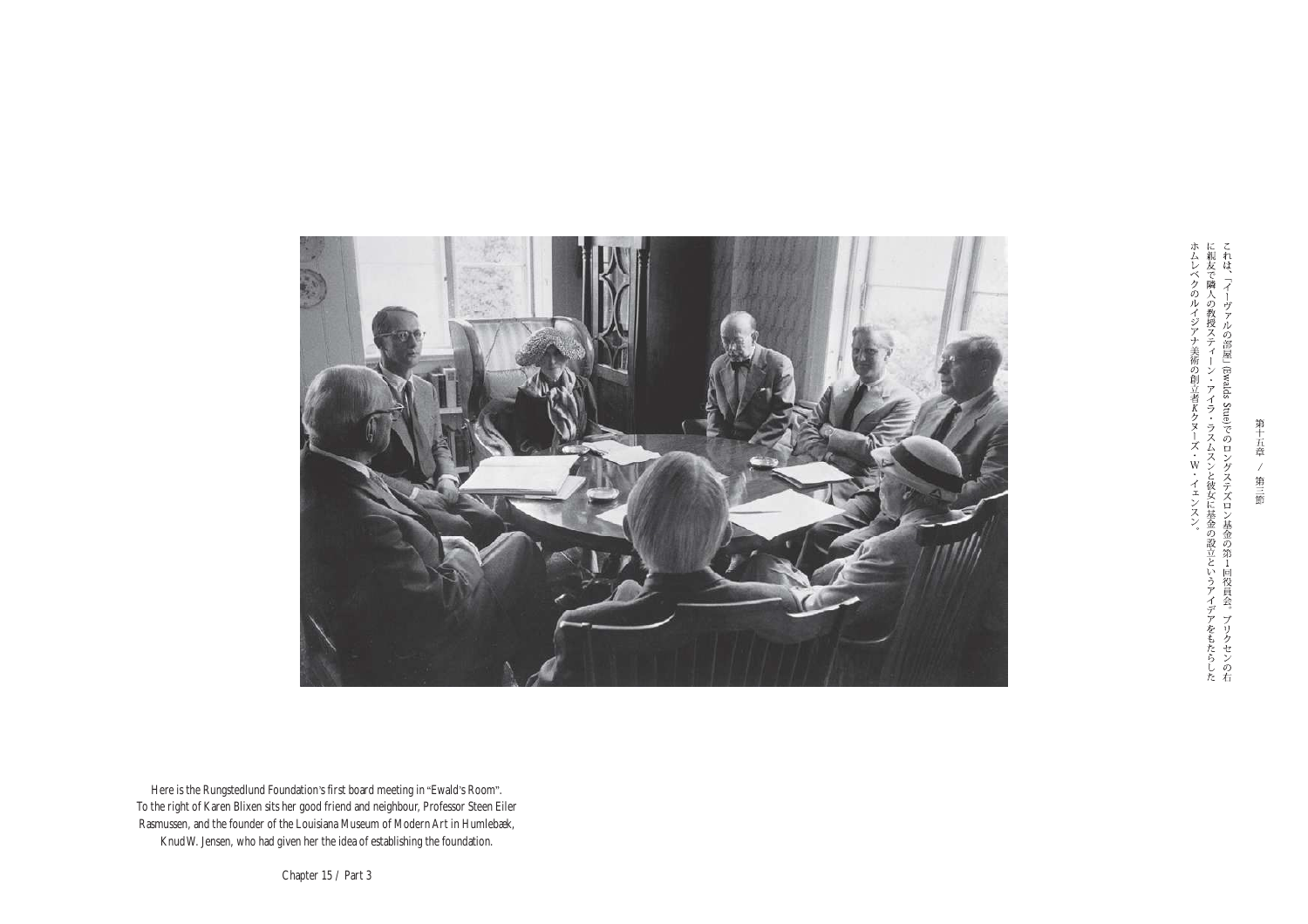これは、「イーヴァルの部屋」(*Ewalds Stue*)でのロングステズロン基金の第１回役員会。ブリクセンの右に親友で隣人の教授スティーン・アイラ・ラスムスンと彼女に基金の設立というアイデアをもたらしたホムレベクのルイジアナ美術の創立者Kクヌーズ・W・イェンスン。

Here is the Rungstedlund Foundation's first board meeting in "Ewald's Room". To the right of Karen Blixen sits her good friend and neighbour, Professor Steen Eiler Rasmussen, and the founder of the Louisiana Museum of Modern Art in Humlebæk, Knud W. Jensen, who had given her the idea of establishing the foundation.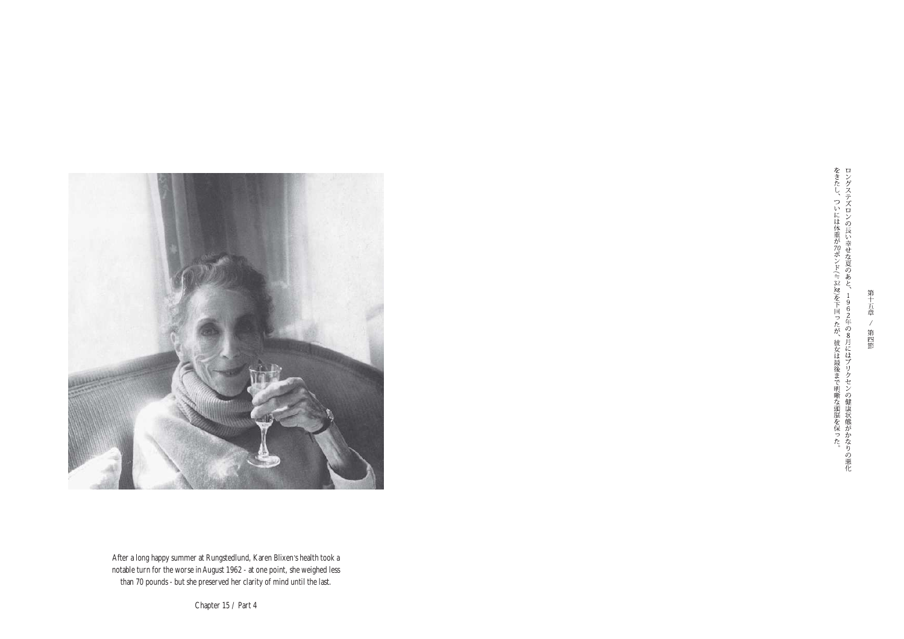After a long happy summer at Rungstedlund, Karen Blixen's health took a notable turn for the worse in August 1962 - at one point, she weighed less than 70 pounds - but she preserved her clarity of mind until the last.

Chapter 15 / Part 4

第十五章　／　第四節

ロングステズロンの長い幸せな夏のあと、１９６２年の８月にはブリクセンの健康状態がかなりの悪化をきたし、ついには体重が70ポンド（≒32kg）を下回ったが、彼女は最後まで明晰な頭脳を保った。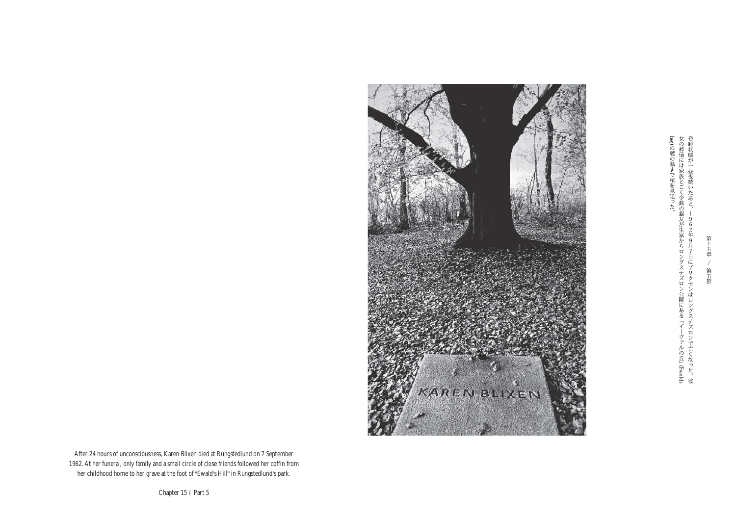第十五章　／　第五節

昏睡状態が一昼夜続いたあと、１９６２年９月７日にブリクセンはロングステズロンで亡くなった。彼女の葬儀には家族とごく少数の親友が生家からロングステズロン公園にある「イーヴァルの丘」(Ewalds høj)の麓の墓まで棺を見送った。

After 24 hours of unconsciousness, Karen Blixen died at Rungstedlund on 7 September 1962. At her funeral, only family and a small circle of close friends followed her coffin from her childhood home to her grave at the foot of "Ewald's Hill" in Rungstedlund's park.

Chapter 15 / Part 5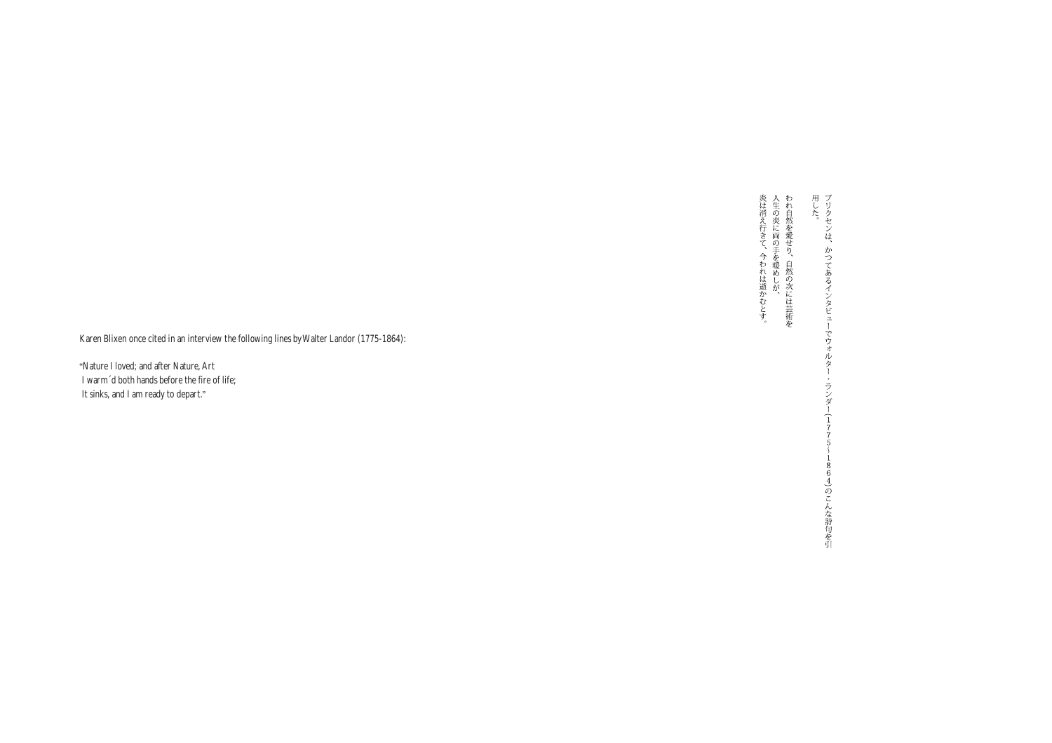Karen Blixen once cited in an interview the following lines by Walter Landor (1775-1864):

"Nature I loved; and after Nature, Art
I warm´d both hands before the fire of life;
It sinks, and I am ready to depart."

ブリクセンは、かつてあるインタビューでウォルター・ランダー（１７７５〜１８６４）のこんな詩句を引用した。

われ自然を愛せり、自然の次には芸術を
人生の炎に両の手を暖めしが、
炎は消え行きて、今われは逝かむとす。